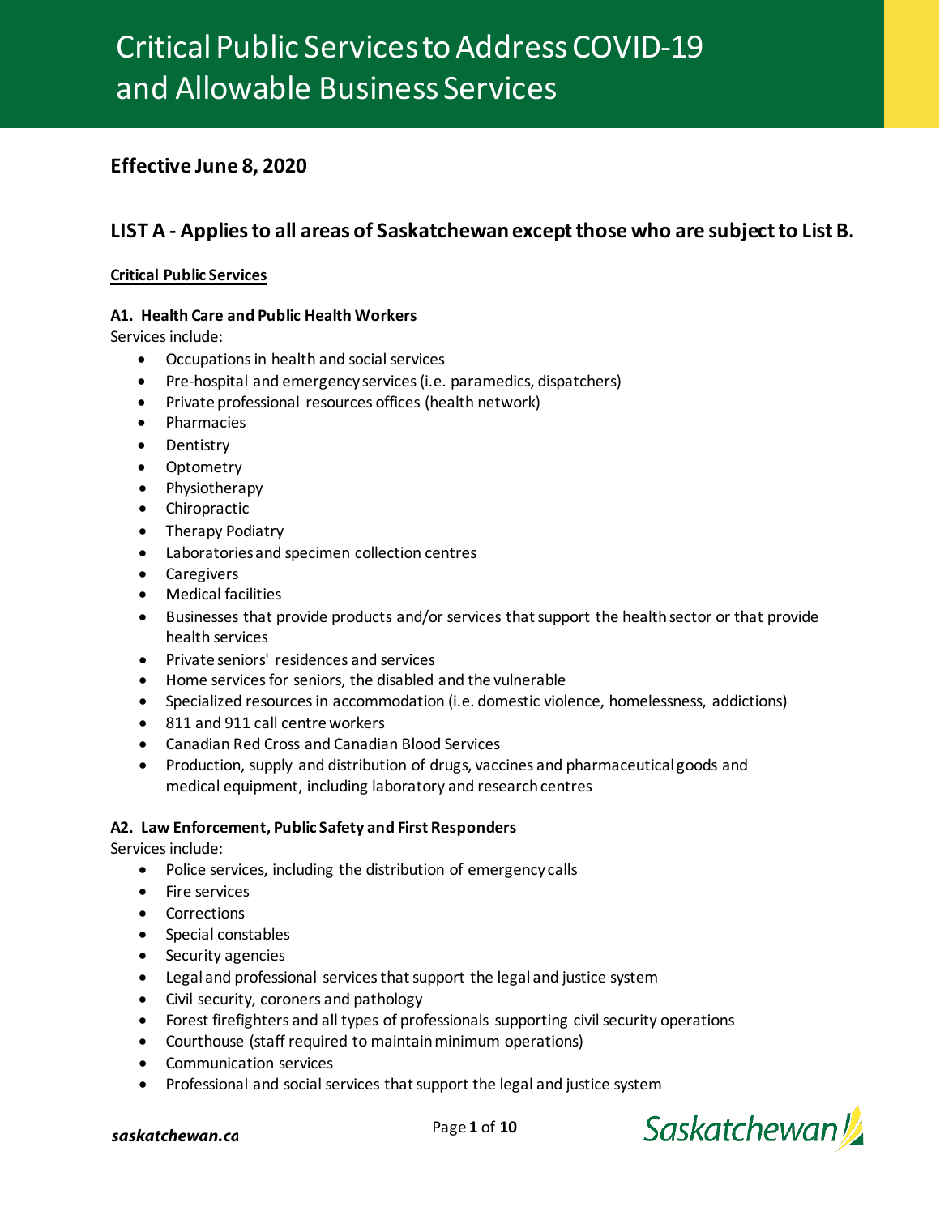# Critical Public Services to Address COVID-19 and Allowable Business Services

## Effective June 8, 2020

## LIST A - Applies to all areas of Saskatchewan except those who are subject to List B.

### Critical Public Services

#### A1. Health Care and Public Health Workers

Services include:

- Occupations in health and social services
- Pre-hospital and emergency services (i.e. paramedics, dispatchers)
- Private professional resources offices (health network)
- Pharmacies
- Dentistry
- Optometry
- Physiotherapy
- Chiropractic
- Therapy Podiatry
- Laboratories and specimen collection centres
- Caregivers
- Medical facilities
- Businesses that provide products and/or services that support the health sector or that provide health services
- Private seniors' residences and services
- Home services for seniors, the disabled and the vulnerable
- Specialized resources in accommodation (i.e. domestic violence, homelessness, addictions)
- 811 and 911 call centre workers
- Canadian Red Cross and Canadian Blood Services
- Production, supply and distribution of drugs, vaccines and pharmaceutical goods and medical equipment, including laboratory and research centres

#### A2. Law Enforcement, Public Safety and First Responders

Services include:

- Police services, including the distribution of emergency calls
- Fire services
- Corrections
- Special constables
- Security agencies
- Legal and professional services that support the legal and justice system
- Civil security, coroners and pathology
- Forest firefighters and all types of professionals supporting civil security operations
- Courthouse (staff required to maintain minimum operations)
- Communication services
- Professional and social services that support the legal and justice system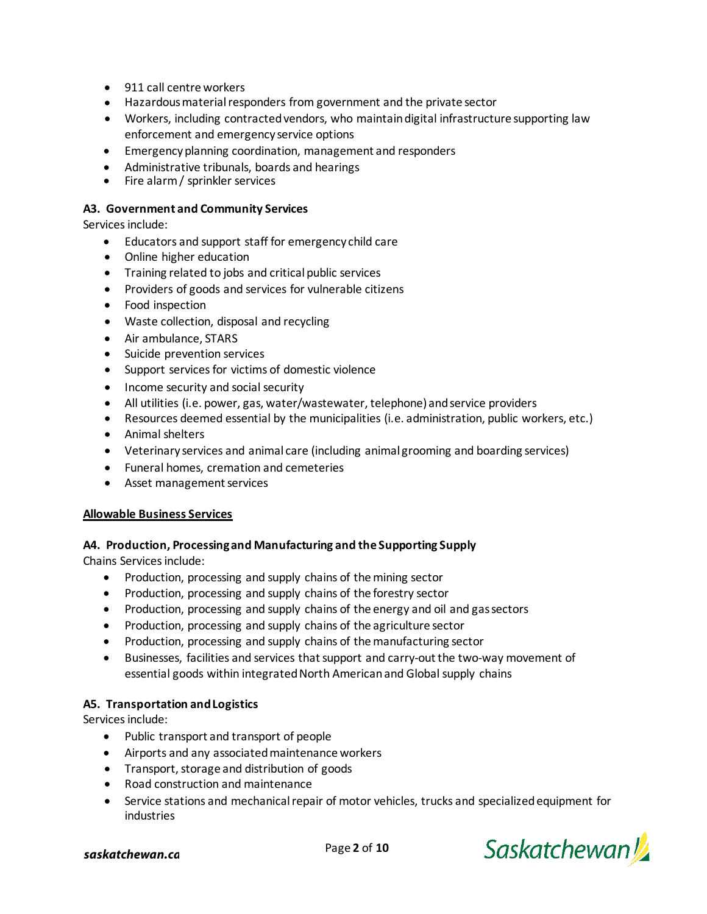- 911 call centre workers
- Hazardous material responders from government and the private sector
- Workers, including contracted vendors, who maintain digital infrastructure supporting law enforcement and emergency service options
- Emergency planning coordination, management and responders
- Administrative tribunals, boards and hearings
- Fire alarm / sprinkler services

**A3. Government and Community Services**
Services include:

- Educators and support staff for emergency child care
- Online higher education
- Training related to jobs and critical public services
- Providers of goods and services for vulnerable citizens
- Food inspection
- Waste collection, disposal and recycling
- Air ambulance, STARS
- Suicide prevention services
- Support services for victims of domestic violence
- Income security and social security
- All utilities (i.e. power, gas, water/wastewater, telephone) and service providers
- Resources deemed essential by the municipalities (i.e. administration, public workers, etc.)
- Animal shelters
- Veterinary services and animal care (including animal grooming and boarding services)
- Funeral homes, cremation and cemeteries
- Asset management services

**Allowable Business Services**

**A4. Production, Processing and Manufacturing and the Supporting Supply**
Chains Services include:

- Production, processing and supply chains of the mining sector
- Production, processing and supply chains of the forestry sector
- Production, processing and supply chains of the energy and oil and gas sectors
- Production, processing and supply chains of the agriculture sector
- Production, processing and supply chains of the manufacturing sector
- Businesses, facilities and services that support and carry-out the two-way movement of essential goods within integrated North American and Global supply chains

**A5. Transportation and Logistics**
Services include:

- Public transport and transport of people
- Airports and any associated maintenance workers
- Transport, storage and distribution of goods
- Road construction and maintenance
- Service stations and mechanical repair of motor vehicles, trucks and specialized equipment for industries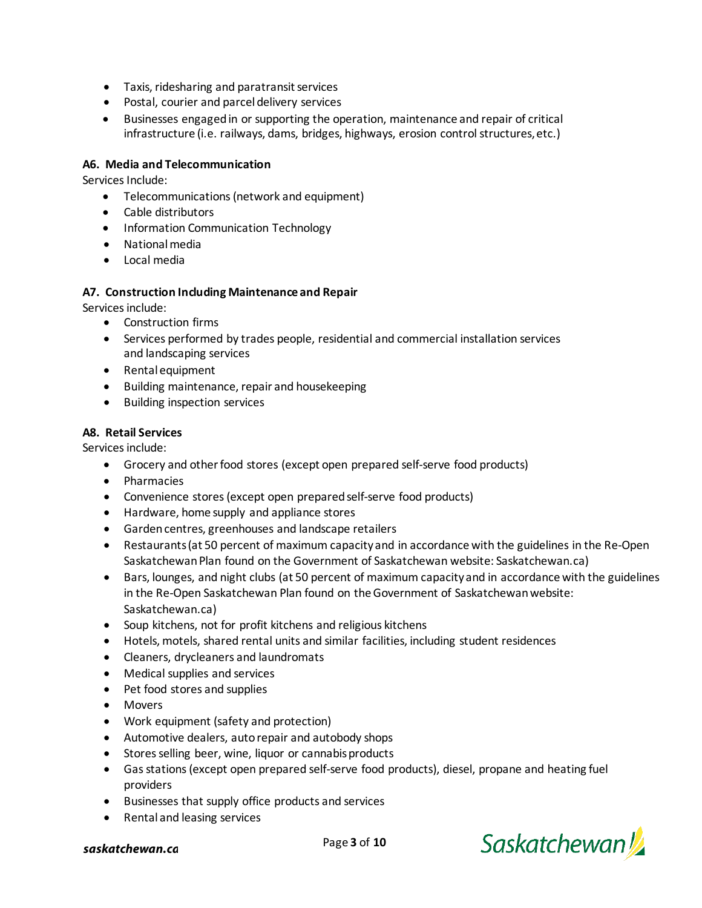- Taxis, ridesharing and paratransit services
- Postal, courier and parcel delivery services
- Businesses engaged in or supporting the operation, maintenance and repair of critical infrastructure (i.e. railways, dams, bridges, highways, erosion control structures, etc.)

**A6. Media and Telecommunication**

Services Include:

- Telecommunications (network and equipment)
- Cable distributors
- Information Communication Technology
- National media
- Local media

**A7. Construction Including Maintenance and Repair**

Services include:

- Construction firms
- Services performed by trades people, residential and commercial installation services and landscaping services
- Rental equipment
- Building maintenance, repair and housekeeping
- Building inspection services

**A8. Retail Services**

Services include:

- Grocery and other food stores (except open prepared self-serve food products)
- Pharmacies
- Convenience stores (except open prepared self-serve food products)
- Hardware, home supply and appliance stores
- Garden centres, greenhouses and landscape retailers
- Restaurants (at 50 percent of maximum capacity and in accordance with the guidelines in the Re-Open Saskatchewan Plan found on the Government of Saskatchewan website: Saskatchewan.ca)
- Bars, lounges, and night clubs (at 50 percent of maximum capacity and in accordance with the guidelines in the Re-Open Saskatchewan Plan found on the Government of Saskatchewan website: Saskatchewan.ca)
- Soup kitchens, not for profit kitchens and religious kitchens
- Hotels, motels, shared rental units and similar facilities, including student residences
- Cleaners, drycleaners and laundromats
- Medical supplies and services
- Pet food stores and supplies
- Movers
- Work equipment (safety and protection)
- Automotive dealers, auto repair and autobody shops
- Stores selling beer, wine, liquor or cannabis products
- Gas stations (except open prepared self-serve food products), diesel, propane and heating fuel providers
- Businesses that supply office products and services
- Rental and leasing services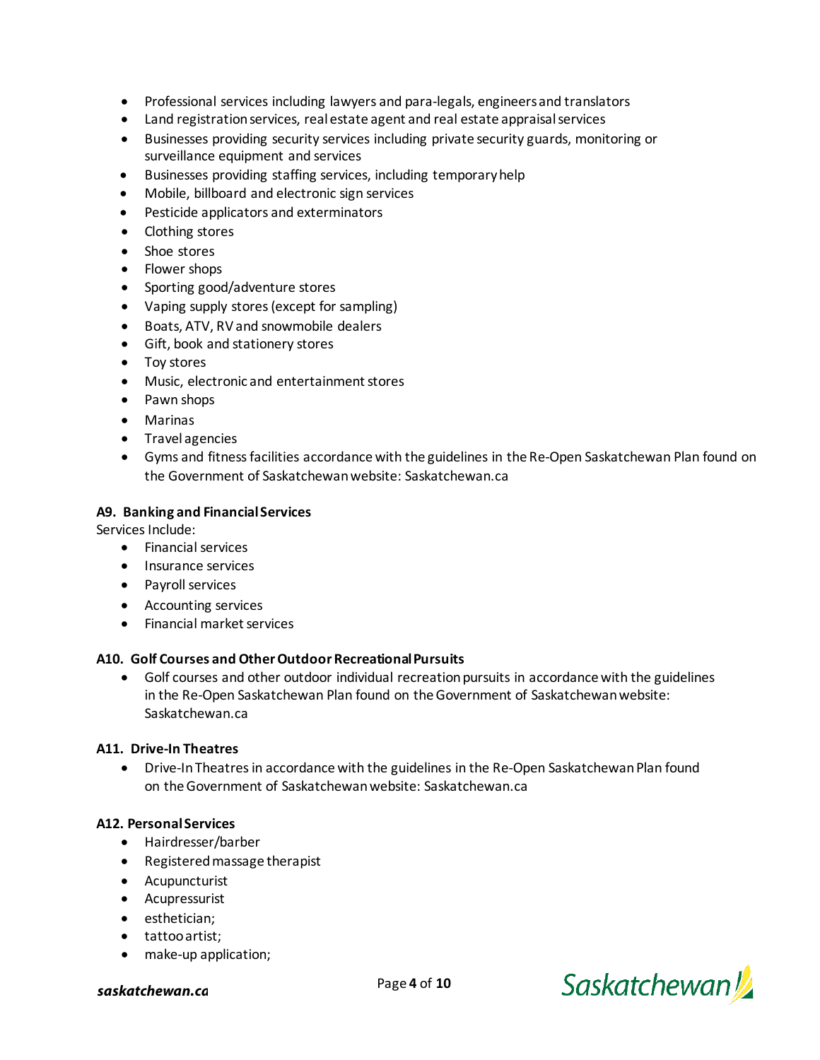- Professional services including lawyers and para-legals, engineers and translators
- Land registration services, real estate agent and real estate appraisal services
- Businesses providing security services including private security guards, monitoring or surveillance equipment and services
- Businesses providing staffing services, including temporary help
- Mobile, billboard and electronic sign services
- Pesticide applicators and exterminators
- Clothing stores
- Shoe stores
- Flower shops
- Sporting good/adventure stores
- Vaping supply stores (except for sampling)
- Boats, ATV, RV and snowmobile dealers
- Gift, book and stationery stores
- Toy stores
- Music, electronic and entertainment stores
- Pawn shops
- Marinas
- Travel agencies
- Gyms and fitness facilities accordance with the guidelines in the Re-Open Saskatchewan Plan found on the Government of Saskatchewan website: Saskatchewan.ca

**A9. Banking and Financial Services**

Services Include:

- Financial services
- Insurance services
- Payroll services
- Accounting services
- Financial market services

**A10. Golf Courses and Other Outdoor Recreational Pursuits**

- Golf courses and other outdoor individual recreation pursuits in accordance with the guidelines in the Re-Open Saskatchewan Plan found on the Government of Saskatchewan website: Saskatchewan.ca

**A11. Drive-In Theatres**

- Drive-In Theatres in accordance with the guidelines in the Re-Open Saskatchewan Plan found on the Government of Saskatchewan website: Saskatchewan.ca

**A12. Personal Services**

- Hairdresser/barber
- Registered massage therapist
- Acupuncturist
- Acupressurist
- esthetician;
- tattoo artist;
- make-up application;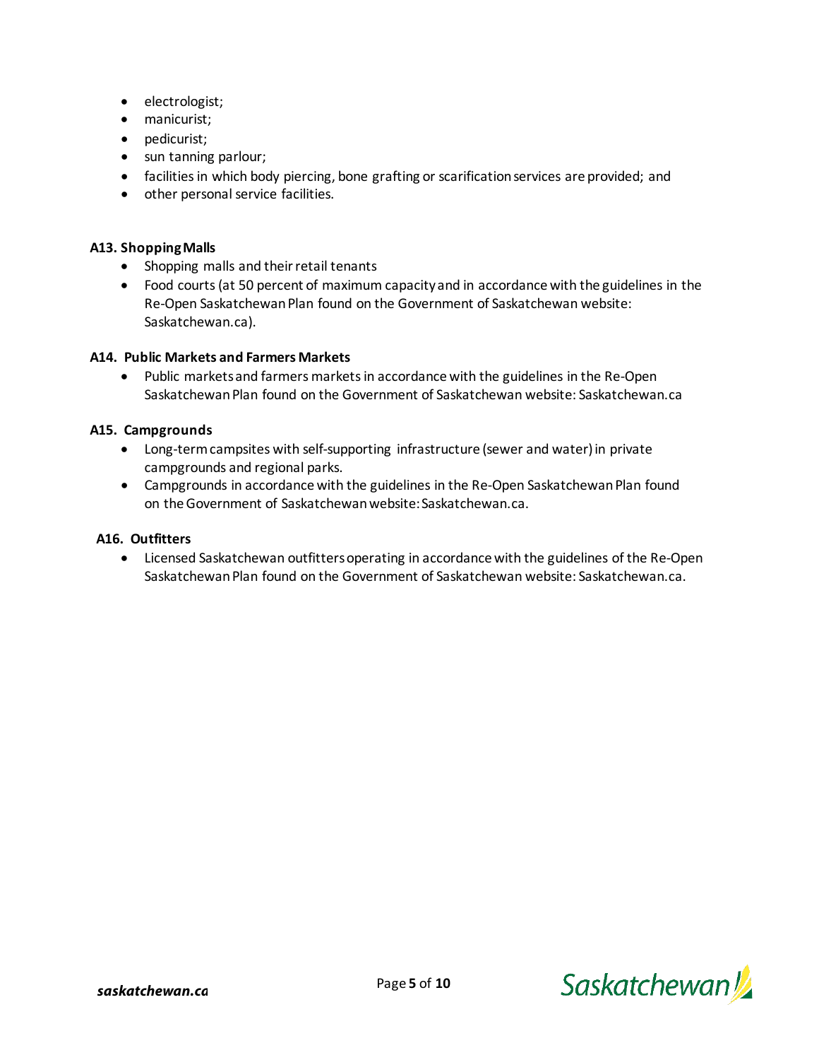- electrologist;
- manicurist;
- pedicurist;
- sun tanning parlour;
- facilities in which body piercing, bone grafting or scarification services are provided; and
- other personal service facilities.

**A13. Shopping Malls**

- Shopping malls and their retail tenants
- Food courts (at 50 percent of maximum capacity and in accordance with the guidelines in the Re-Open Saskatchewan Plan found on the Government of Saskatchewan website: Saskatchewan.ca).

**A14. Public Markets and Farmers Markets**

- Public markets and farmers markets in accordance with the guidelines in the Re-Open Saskatchewan Plan found on the Government of Saskatchewan website: Saskatchewan.ca

**A15. Campgrounds**

- Long-term campsites with self-supporting infrastructure (sewer and water) in private campgrounds and regional parks.
- Campgrounds in accordance with the guidelines in the Re-Open Saskatchewan Plan found on the Government of Saskatchewan website: Saskatchewan.ca.

**A16. Outfitters**

- Licensed Saskatchewan outfitters operating in accordance with the guidelines of the Re-Open Saskatchewan Plan found on the Government of Saskatchewan website: Saskatchewan.ca.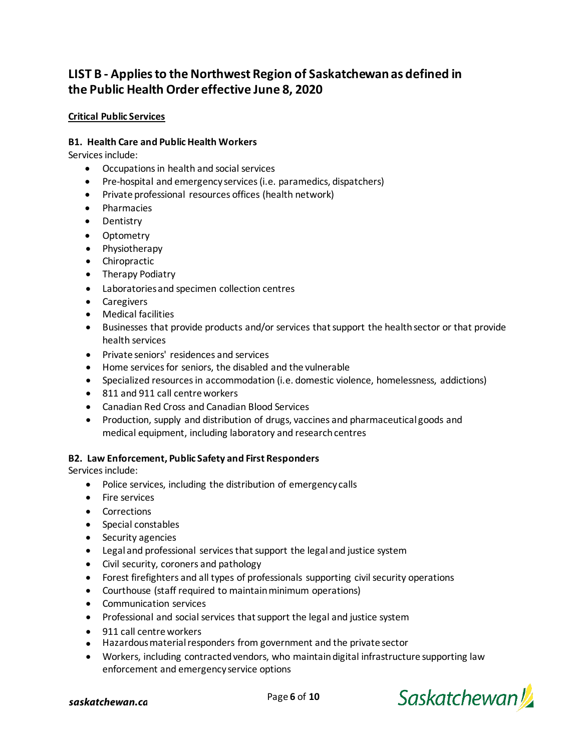## LIST B - Applies to the Northwest Region of Saskatchewan as defined in the Public Health Order effective June 8, 2020

**Critical Public Services**

**B1. Health Care and Public Health Workers**

Services include:

- Occupations in health and social services
- Pre-hospital and emergency services (i.e. paramedics, dispatchers)
- Private professional resources offices (health network)
- Pharmacies
- Dentistry
- Optometry
- Physiotherapy
- Chiropractic
- Therapy Podiatry
- Laboratories and specimen collection centres
- Caregivers
- Medical facilities
- Businesses that provide products and/or services that support the health sector or that provide health services
- Private seniors' residences and services
- Home services for seniors, the disabled and the vulnerable
- Specialized resources in accommodation (i.e. domestic violence, homelessness, addictions)
- 811 and 911 call centre workers
- Canadian Red Cross and Canadian Blood Services
- Production, supply and distribution of drugs, vaccines and pharmaceutical goods and medical equipment, including laboratory and research centres

**B2. Law Enforcement, Public Safety and First Responders**

Services include:

- Police services, including the distribution of emergency calls
- Fire services
- Corrections
- Special constables
- Security agencies
- Legal and professional services that support the legal and justice system
- Civil security, coroners and pathology
- Forest firefighters and all types of professionals supporting civil security operations
- Courthouse (staff required to maintain minimum operations)
- Communication services
- Professional and social services that support the legal and justice system
- 911 call centre workers
- Hazardous material responders from government and the private sector
- Workers, including contracted vendors, who maintain digital infrastructure supporting law enforcement and emergency service options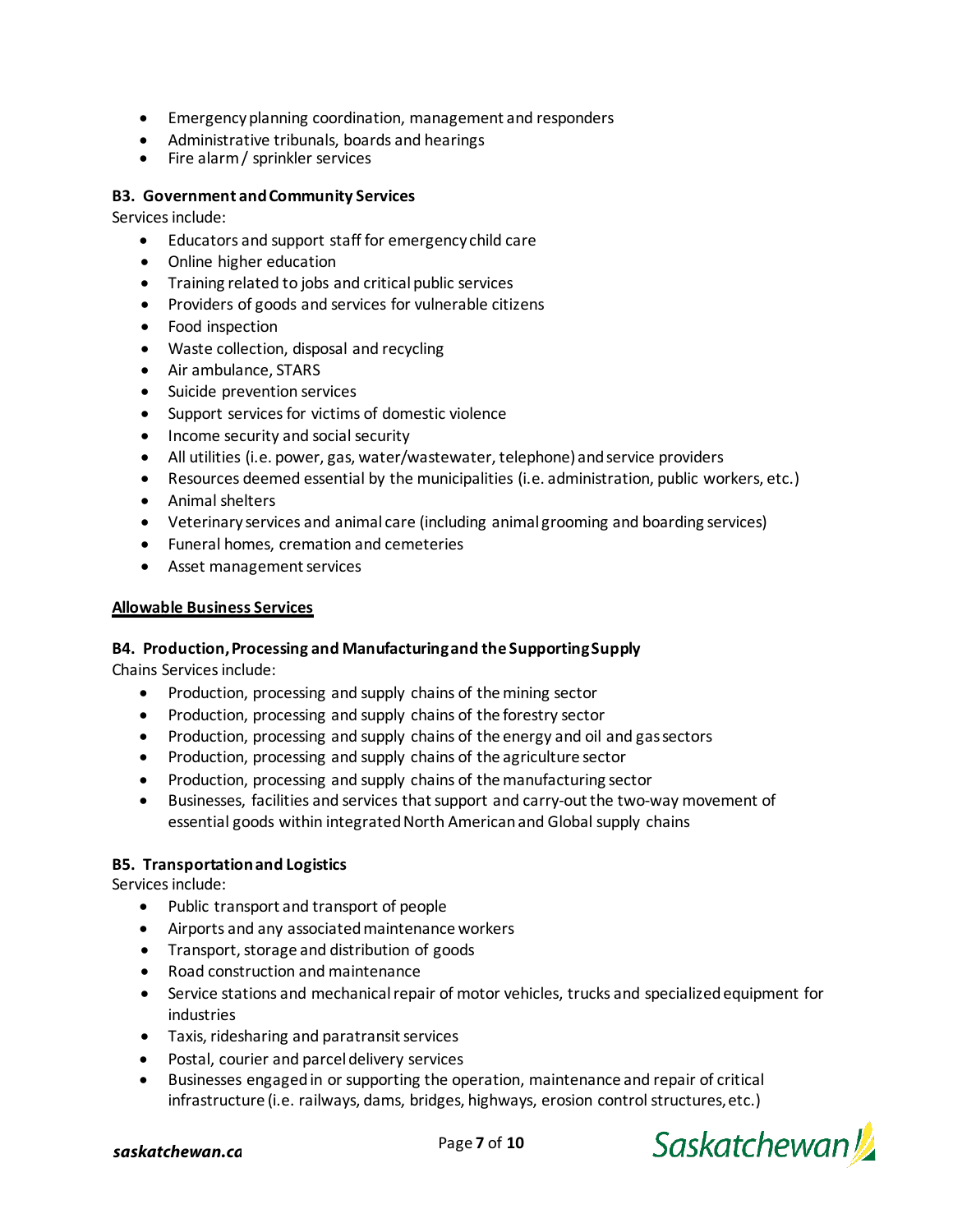- Emergency planning coordination, management and responders
- Administrative tribunals, boards and hearings
- Fire alarm / sprinkler services

**B3. Government and Community Services**

Services include:

- Educators and support staff for emergency child care
- Online higher education
- Training related to jobs and critical public services
- Providers of goods and services for vulnerable citizens
- Food inspection
- Waste collection, disposal and recycling
- Air ambulance, STARS
- Suicide prevention services
- Support services for victims of domestic violence
- Income security and social security
- All utilities (i.e. power, gas, water/wastewater, telephone) and service providers
- Resources deemed essential by the municipalities (i.e. administration, public workers, etc.)
- Animal shelters
- Veterinary services and animal care (including animal grooming and boarding services)
- Funeral homes, cremation and cemeteries
- Asset management services

**Allowable Business Services**

**B4. Production, Processing and Manufacturing and the Supporting Supply**

Chains Services include:

- Production, processing and supply chains of the mining sector
- Production, processing and supply chains of the forestry sector
- Production, processing and supply chains of the energy and oil and gas sectors
- Production, processing and supply chains of the agriculture sector
- Production, processing and supply chains of the manufacturing sector
- Businesses, facilities and services that support and carry-out the two-way movement of essential goods within integrated North American and Global supply chains

**B5. Transportation and Logistics**

Services include:

- Public transport and transport of people
- Airports and any associated maintenance workers
- Transport, storage and distribution of goods
- Road construction and maintenance
- Service stations and mechanical repair of motor vehicles, trucks and specialized equipment for industries
- Taxis, ridesharing and paratransit services
- Postal, courier and parcel delivery services
- Businesses engaged in or supporting the operation, maintenance and repair of critical infrastructure (i.e. railways, dams, bridges, highways, erosion control structures, etc.)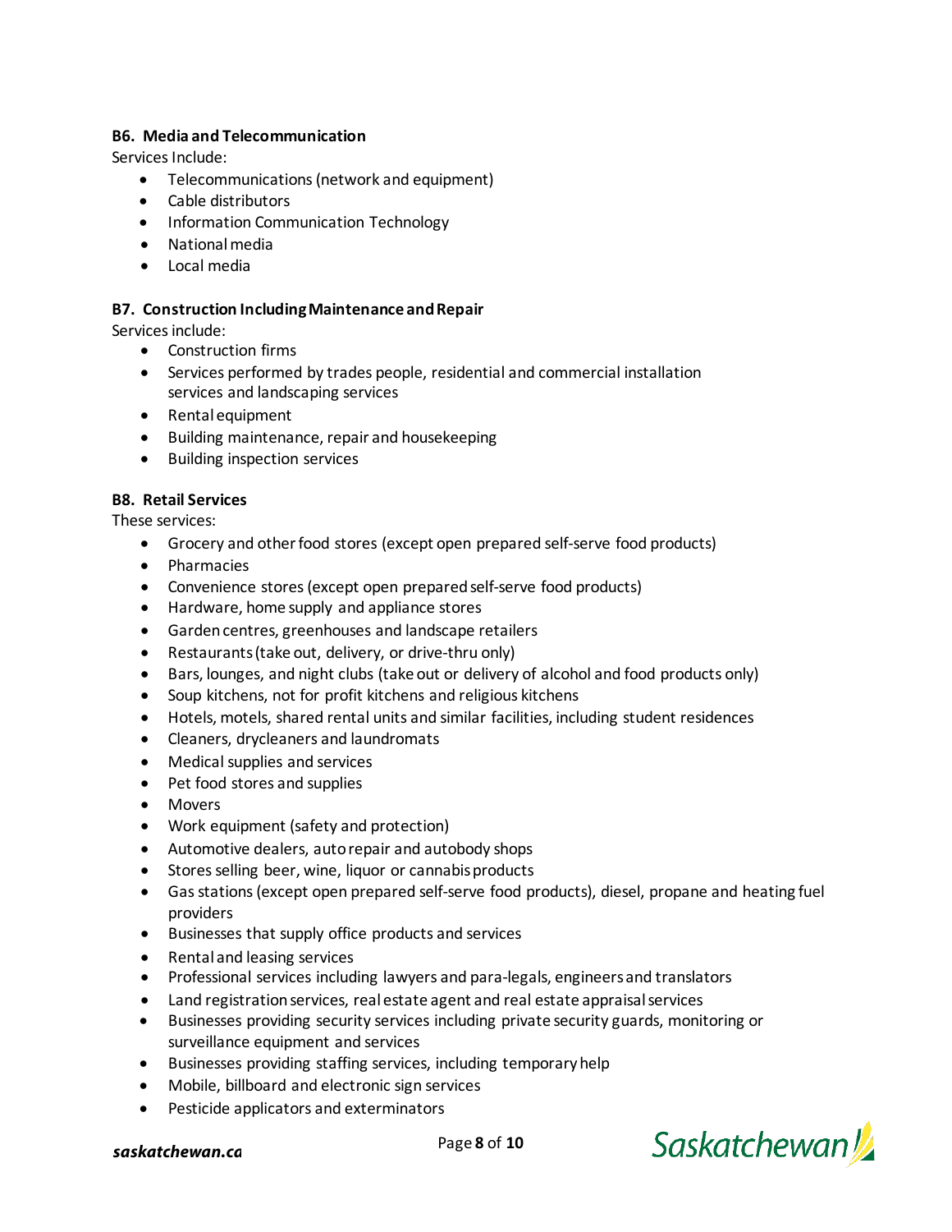**B6. Media and Telecommunication**

Services Include:

- Telecommunications (network and equipment)
- Cable distributors
- Information Communication Technology
- National media
- Local media

**B7. Construction Including Maintenance and Repair**

Services include:

- Construction firms
- Services performed by trades people, residential and commercial installation services and landscaping services
- Rental equipment
- Building maintenance, repair and housekeeping
- Building inspection services

**B8. Retail Services**

These services:

- Grocery and other food stores (except open prepared self-serve food products)
- Pharmacies
- Convenience stores (except open prepared self-serve food products)
- Hardware, home supply and appliance stores
- Garden centres, greenhouses and landscape retailers
- Restaurants (take out, delivery, or drive-thru only)
- Bars, lounges, and night clubs (take out or delivery of alcohol and food products only)
- Soup kitchens, not for profit kitchens and religious kitchens
- Hotels, motels, shared rental units and similar facilities, including student residences
- Cleaners, drycleaners and laundromats
- Medical supplies and services
- Pet food stores and supplies
- Movers
- Work equipment (safety and protection)
- Automotive dealers, auto repair and autobody shops
- Stores selling beer, wine, liquor or cannabis products
- Gas stations (except open prepared self-serve food products), diesel, propane and heating fuel providers
- Businesses that supply office products and services
- Rental and leasing services
- Professional services including lawyers and para-legals, engineers and translators
- Land registration services, real estate agent and real estate appraisal services
- Businesses providing security services including private security guards, monitoring or surveillance equipment and services
- Businesses providing staffing services, including temporary help
- Mobile, billboard and electronic sign services
- Pesticide applicators and exterminators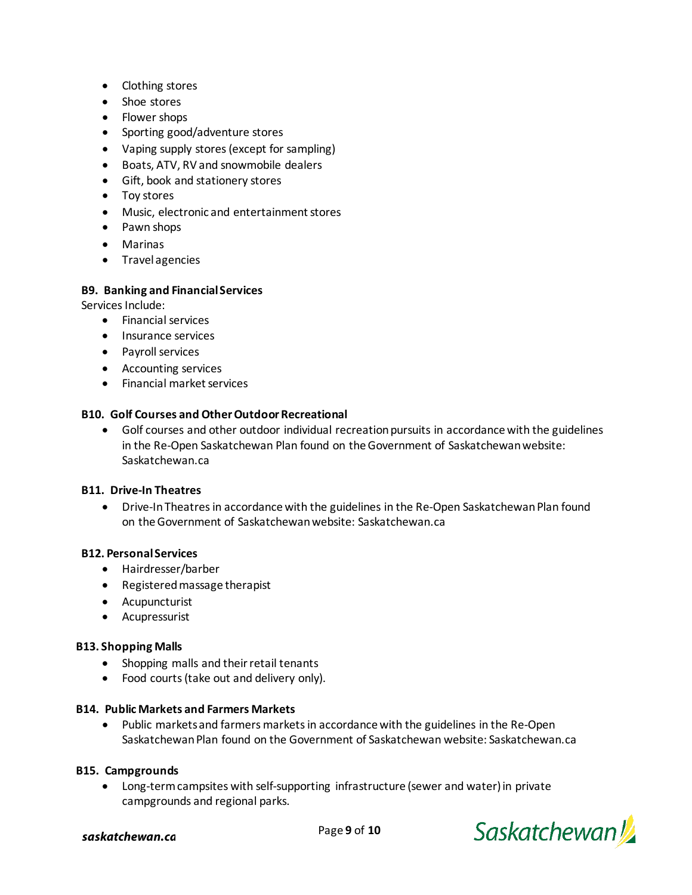- Clothing stores
- Shoe stores
- Flower shops
- Sporting good/adventure stores
- Vaping supply stores (except for sampling)
- Boats, ATV, RV and snowmobile dealers
- Gift, book and stationery stores
- Toy stores
- Music, electronic and entertainment stores
- Pawn shops
- Marinas
- Travel agencies

**B9. Banking and Financial Services**

Services Include:

- Financial services
- Insurance services
- Payroll services
- Accounting services
- Financial market services

**B10. Golf Courses and Other Outdoor Recreational**

- Golf courses and other outdoor individual recreation pursuits in accordance with the guidelines in the Re-Open Saskatchewan Plan found on the Government of Saskatchewan website: Saskatchewan.ca

**B11. Drive-In Theatres**

- Drive-In Theatres in accordance with the guidelines in the Re-Open Saskatchewan Plan found on the Government of Saskatchewan website: Saskatchewan.ca

**B12. Personal Services**

- Hairdresser/barber
- Registered massage therapist
- Acupuncturist
- Acupressurist

**B13. Shopping Malls**

- Shopping malls and their retail tenants
- Food courts (take out and delivery only).

**B14. Public Markets and Farmers Markets**

- Public markets and farmers markets in accordance with the guidelines in the Re-Open Saskatchewan Plan found on the Government of Saskatchewan website: Saskatchewan.ca

**B15. Campgrounds**

- Long-term campsites with self-supporting infrastructure (sewer and water) in private campgrounds and regional parks.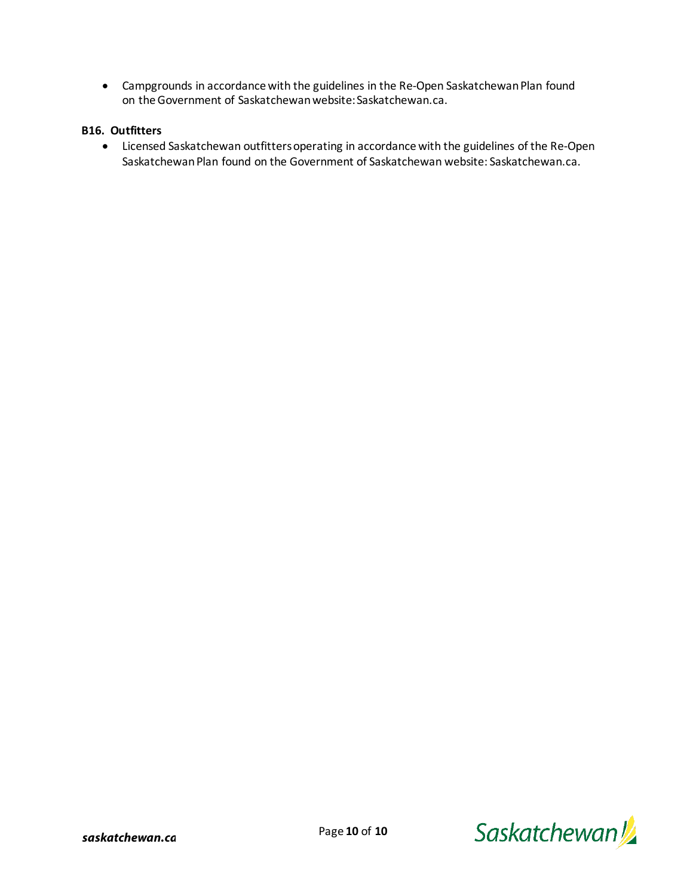- Campgrounds in accordance with the guidelines in the Re-Open Saskatchewan Plan found on the Government of Saskatchewan website: Saskatchewan.ca.

**B16. Outfitters**

- Licensed Saskatchewan outfitters operating in accordance with the guidelines of the Re-Open Saskatchewan Plan found on the Government of Saskatchewan website: Saskatchewan.ca.